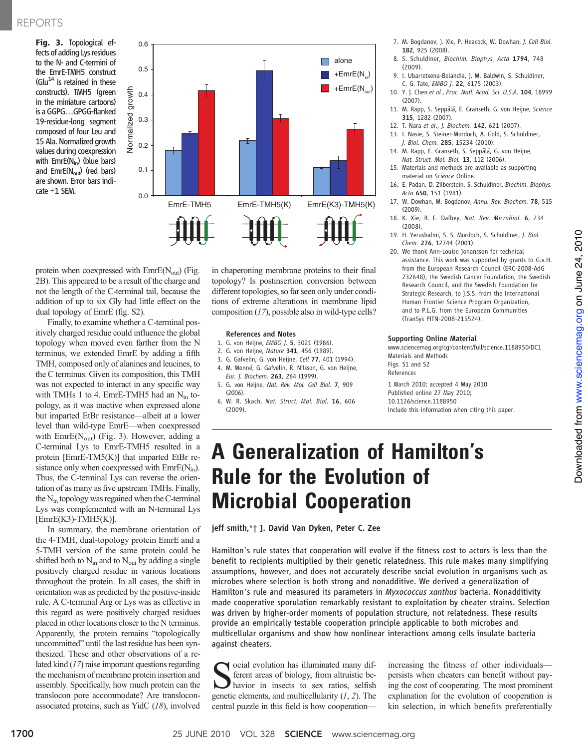**Fig. 3.** Topological effects of adding Lys residues to the N- and C-termini of the EmrE-TMH5 construct ($Glu^{14}$ is retained in these constructs). TMH5 (green in the miniature cartoons) is a GGPG…GPGG-flanked 19-residue-long segment composed of four Leu and 15 Ala. Normalized growth values during coexpression with EmrE($N_{in}$) (blue bars) and EmrE($N_{out}$) (red bars) are shown. Error bars indicate ±1 SEM.

protein when coexpressed with EmrE($N_{out}$) (Fig. 2B). This appeared to be a result of the charge and not the length of the C-terminal tail, because the addition of up to six Gly had little effect on the dual topology of EmrE (fig. S2).

Finally, to examine whether a C-terminal positively charged residue could influence the global topology when moved even farther from the N terminus, we extended EmrE by adding a fifth TMH, composed only of alanines and leucines, to the C terminus. Given its composition, this TMH was not expected to interact in any specific way with TMHs 1 to 4. EmrE-TMH5 had an $N_{in}$ topology, as it was inactive when expressed alone but imparted EtBr resistance—albeit at a lower level than wild-type EmrE—when coexpressed with EmrE($N_{out}$) (Fig. 3). However, adding a C-terminal Lys to EmrE-TMH5 resulted in a protein [EmrE-TM5(K)] that imparted EtBr resistance only when coexpressed with EmrE($N_{in}$). Thus, the C-terminal Lys can reverse the orientation of as many as five upstream TMHs. Finally, the $N_{in}$ topology was regained when the C-terminal Lys was complemented with an N-terminal Lys [EmrE(K3)-TMH5(K)].

In summary, the membrane orientation of the 4-TMH, dual-topology protein EmrE and a 5-TMH version of the same protein could be shifted both to $N_{in}$ and to $N_{out}$ by adding a single positively charged residue in various locations throughout the protein. In all cases, the shift in orientation was as predicted by the positive-inside rule. A C-terminal Arg or Lys was as effective in this regard as were positively charged residues placed in other locations closer to the N terminus. Apparently, the protein remains "topologically uncommitted" until the last residue has been synthesized. These and other observations of a related kind (*17*) raise important questions regarding the mechanism of membrane protein insertion and assembly. Specifically, how much protein can the translocon pore accommodate? Are translocon-associated proteins, such as YidC (*18*), involved in chaperoning membrane proteins to their final topology? Is postinsertion conversion between different topologies, so far seen only under conditions of extreme alterations in membrane lipid composition (*17*), possible also in wild-type cells?

### References and Notes

1. G. von Heijne, *EMBO J.* **5**, 3021 (1986).
2. G. von Heijne, *Nature* **341**, 456 (1989).
3. G. Gafvelin, G. von Heijne, *Cell* **77**, 401 (1994).
4. M. Monné, G. Gafvelin, R. Nilsson, G. von Heijne, *Eur. J. Biochem.* **263**, 264 (1999).
5. G. von Heijne, *Nat. Rev. Mol. Cell Biol.* **7**, 909 (2006).
6. W. R. Skach, *Nat. Struct. Mol. Biol.* **16**, 606 (2009).
7. M. Bogdanov, J. Xie, P. Heacock, W. Dowhan, *J. Cell Biol.* **182**, 925 (2008).
8. S. Schuldiner, *Biochim. Biophys. Acta* **1794**, 748 (2009).
9. I. Ubarretxena-Belandia, J. M. Baldwin, S. Schuldiner, C. G. Tate, *EMBO J.* **22**, 6175 (2003).
10. Y. J. Chen *et al.*, *Proc. Natl. Acad. Sci. U.S.A.* **104**, 18999 (2007).
11. M. Rapp, S. Seppälä, E. Granseth, G. von Heijne, *Science* **315**, 1282 (2007).
12. T. Nara *et al.*, *J. Biochem.* **142**, 621 (2007).
13. I. Nasie, S. Steiner-Mordoch, A. Gold, S. Schuldiner, *J. Biol. Chem.* **285**, 15234 (2010).
14. M. Rapp, E. Granseth, S. Seppälä, G. von Heijne, *Nat. Struct. Mol. Biol.* **13**, 112 (2006).
15. Materials and methods are available as supporting material on *Science* Online.
16. E. Padan, D. Zilberstein, S. Schuldiner, *Biochim. Biophys. Acta* **650**, 151 (1981).
17. W. Dowhan, M. Bogdanov, *Annu. Rev. Biochem.* **78**, 515 (2009).
18. K. Xie, R. E. Dalbey, *Nat. Rev. Microbiol.* **6**, 234 (2008).
19. H. Yerushalmi, S. S. Mordoch, S. Schuldiner, *J. Biol. Chem.* **276**, 12744 (2001).
20. We thank Ann-Louise Johansson for technical assistance. This work was supported by grants to G.v.H. from the European Research Council (ERC-2008-AdG 232648), the Swedish Cancer Foundation, the Swedish Research Council, and the Swedish Foundation for Strategic Research, to J.S.S. from the International Human Frontier Science Program Organization, and to P.L.G. from the European Communities (TranSys PITN-2008-215524).

### Supporting Online Material

www.sciencemag.org/cgi/content/full/science.1188950/DC1
Materials and Methods
Figs. S1 and S2
References

1 March 2010; accepted 4 May 2010
Published online 27 May 2010;
10.1126/science.1188950
Include this information when citing this paper.

# A Generalization of Hamilton's Rule for the Evolution of Microbial Cooperation

**jeff smith,*† J. David Van Dyken, Peter C. Zee**

Hamilton's rule states that cooperation will evolve if the fitness cost to actors is less than the benefit to recipients multiplied by their genetic relatedness. This rule makes many simplifying assumptions, however, and does not accurately describe social evolution in organisms such as microbes where selection is both strong and nonadditive. We derived a generalization of Hamilton's rule and measured its parameters in *Myxococcus xanthus* bacteria. Nonadditivity made cooperative sporulation remarkably resistant to exploitation by cheater strains. Selection was driven by higher-order moments of population structure, not relatedness. These results provide an empirically testable cooperation principle applicable to both microbes and multicellular organisms and show how nonlinear interactions among cells insulate bacteria against cheaters.

Social evolution has illuminated many different areas of biology, from altruistic behavior in insects to sex ratios, selfish genetic elements, and multicellularity (*1*, *2*). The central puzzle in this field is how cooperation—increasing the fitness of other individuals—persists when cheaters can benefit without paying the cost of cooperating. The most prominent explanation for the evolution of cooperation is kin selection, in which benefits preferentially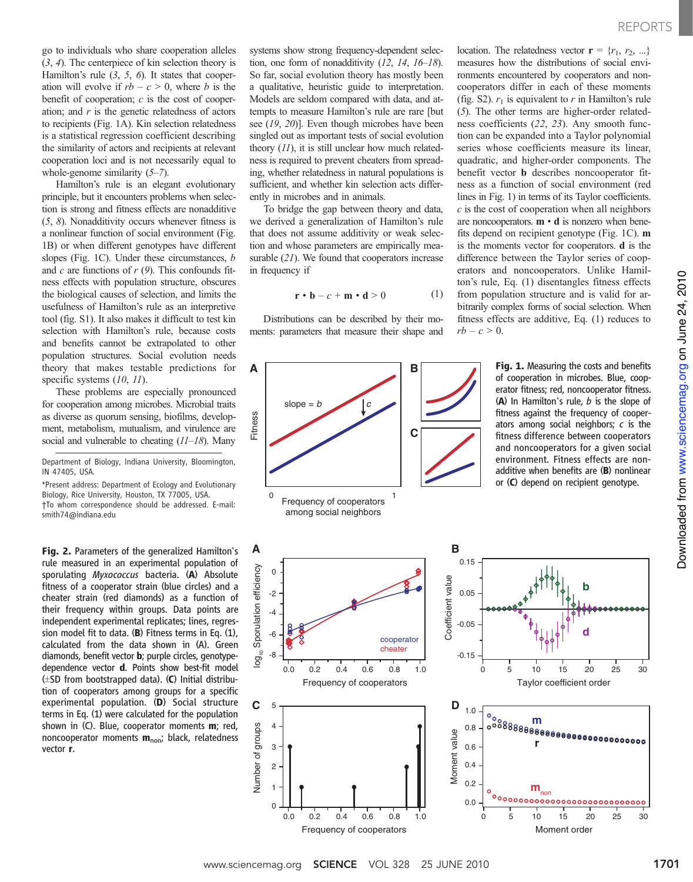go to individuals who share cooperation alleles (3, 4). The centerpiece of kin selection theory is Hamilton's rule (3, 5, 6). It states that cooperation will evolve if $rb - c > 0$, where $b$ is the benefit of cooperation; $c$ is the cost of cooperation; and $r$ is the genetic relatedness of actors to recipients (Fig. 1A). Kin selection relatedness is a statistical regression coefficient describing the similarity of actors and recipients at relevant cooperation loci and is not necessarily equal to whole-genome similarity (5–7).

Hamilton's rule is an elegant evolutionary principle, but it encounters problems when selection is strong and fitness effects are nonadditive (5, 8). Nonadditivity occurs whenever fitness is a nonlinear function of social environment (Fig. 1B) or when different genotypes have different slopes (Fig. 1C). Under these circumstances, $b$ and $c$ are functions of $r$ (9). This confounds fitness effects with population structure, obscures the biological causes of selection, and limits the usefulness of Hamilton's rule as an interpretive tool (fig. S1). It also makes it difficult to test kin selection with Hamilton's rule, because costs and benefits cannot be extrapolated to other population structures. Social evolution needs theory that makes testable predictions for specific systems (10, 11).

These problems are especially pronounced for cooperation among microbes. Microbial traits as diverse as quorum sensing, biofilms, development, metabolism, mutualism, and virulence are social and vulnerable to cheating (11–18). Many systems show strong frequency-dependent selection, one form of nonadditivity (12, 14, 16–18). So far, social evolution theory has mostly been a qualitative, heuristic guide to interpretation. Models are seldom compared with data, and attempts to measure Hamilton's rule are rare [but see (19, 20)]. Even though microbes have been singled out as important tests of social evolution theory (11), it is still unclear how much relatedness is required to prevent cheaters from spreading, whether relatedness in natural populations is sufficient, and whether kin selection acts differently in microbes and in animals.

To bridge the gap between theory and data, we derived a generalization of Hamilton's rule that does not assume additivity or weak selection and whose parameters are empirically measurable (21). We found that cooperators increase in frequency if

$$\mathbf{r} \cdot \mathbf{b} - c + \mathbf{m} \cdot \mathbf{d} > 0 \quad (1)$$

Distributions can be described by their moments: parameters that measure their shape and location. The relatedness vector $\mathbf{r} = \{r_1, r_2, ...\}$ measures how the distributions of social environments encountered by cooperators and noncooperators differ in each of these moments (fig. S2). $r_1$ is equivalent to $r$ in Hamilton's rule (5). The other terms are higher-order relatedness coefficients (22, 23). Any smooth function can be expanded into a Taylor polynomial series whose coefficients measure its linear, quadratic, and higher-order components. The benefit vector $\mathbf{b}$ describes noncooperator fitness as a function of social environment (red lines in Fig. 1) in terms of its Taylor coefficients. $c$ is the cost of cooperation when all neighbors are noncooperators. $\mathbf{m} \cdot \mathbf{d}$ is nonzero when benefits depend on recipient genotype (Fig. 1C). $\mathbf{m}$ is the moments vector for cooperators. $\mathbf{d}$ is the difference between the Taylor series of cooperators and noncooperators. Unlike Hamilton's rule, Eq. (1) disentangles fitness effects from population structure and is valid for arbitrarily complex forms of social selection. When fitness effects are additive, Eq. (1) reduces to $rb - c > 0$.

**Fig. 1.** Measuring the costs and benefits of cooperation in microbes. Blue, cooperator fitness; red, noncooperator fitness. (**A**) In Hamilton's rule, $b$ is the slope of fitness against the frequency of cooperators among social neighbors; $c$ is the fitness difference between cooperators and noncooperators for a given social environment. Fitness effects are nonadditive when benefits are (**B**) nonlinear or (**C**) depend on recipient genotype.

**Fig. 2.** Parameters of the generalized Hamilton's rule measured in an experimental population of sporulating *Myxococcus* bacteria. (**A**) Absolute fitness of a cooperator strain (blue circles) and a cheater strain (red diamonds) as a function of their frequency within groups. Data points are independent experimental replicates; lines, regression model fit to data. (**B**) Fitness terms in Eq. (1), calculated from the data shown in (A). Green diamonds, benefit vector **b**; purple circles, genotype-dependence vector **d**. Points show best-fit model (±SD from bootstrapped data). (**C**) Initial distribution of cooperators among groups for a specific experimental population. (**D**) Social structure terms in Eq. (1) were calculated for the population shown in (C). Blue, cooperator moments **m**; red, noncooperator moments $\mathbf{m}_{non}$; black, relatedness vector **r**.

Department of Biology, Indiana University, Bloomington, IN 47405, USA.

*Present address: Department of Ecology and Evolutionary Biology, Rice University, Houston, TX 77005, USA.

†To whom correspondence should be addressed. E-mail: smith74@indiana.edu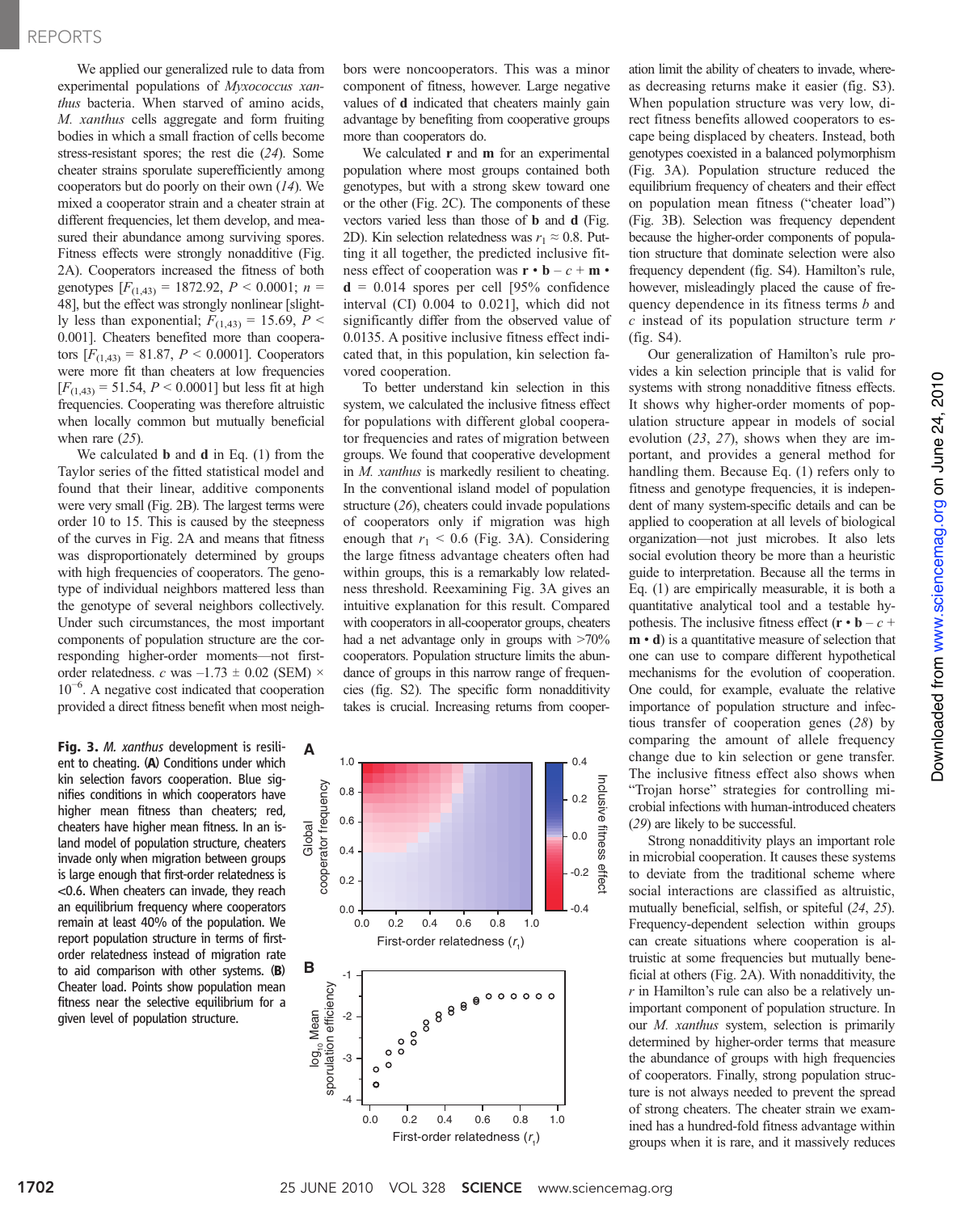We applied our generalized rule to data from experimental populations of *Myxococcus xanthus* bacteria. When starved of amino acids, *M. xanthus* cells aggregate and form fruiting bodies in which a small fraction of cells become stress-resistant spores; the rest die (24). Some cheater strains sporulate superefficiently among cooperators but do poorly on their own (14). We mixed a cooperator strain and a cheater strain at different frequencies, let them develop, and measured their abundance among surviving spores. Fitness effects were strongly nonadditive (Fig. 2A). Cooperators increased the fitness of both genotypes [$F_{(1,43)} = 1872.92$, $P < 0.0001$; $n = 48$], but the effect was strongly nonlinear [slightly less than exponential; $F_{(1,43)} = 15.69$, $P < 0.001$]. Cheaters benefited more than cooperators [$F_{(1,43)} = 81.87$, $P < 0.0001$]. Cooperators were more fit than cheaters at low frequencies [$F_{(1,43)} = 51.54$, $P < 0.0001$] but less fit at high frequencies. Cooperating was therefore altruistic when locally common but mutually beneficial when rare (25).

We calculated **b** and **d** in Eq. (1) from the Taylor series of the fitted statistical model and found that their linear, additive components were very small (Fig. 2B). The largest terms were order 10 to 15. This is caused by the steepness of the curves in Fig. 2A and means that fitness was disproportionately determined by groups with high frequencies of cooperators. The genotype of individual neighbors mattered less than the genotype of several neighbors collectively. Under such circumstances, the most important components of population structure are the corresponding higher-order moments—not first-order relatedness. $c$ was $-1.73 \pm 0.02$ (SEM) $\times 10^{-6}$. A negative cost indicated that cooperation provided a direct fitness benefit when most neighbors were noncooperators. This was a minor component of fitness, however. Large negative values of **d** indicated that cheaters mainly gain advantage by benefiting from cooperative groups more than cooperators do.

We calculated **r** and **m** for an experimental population where most groups contained both genotypes, but with a strong skew toward one or the other (Fig. 2C). The components of these vectors varied less than those of **b** and **d** (Fig. 2D). Kin selection relatedness was $r_1 \approx 0.8$. Putting it all together, the predicted inclusive fitness effect of cooperation was $\mathbf{r} \cdot \mathbf{b} - c + \mathbf{m} \cdot \mathbf{d} = 0.014$ spores per cell [95% confidence interval (CI) 0.004 to 0.021], which did not significantly differ from the observed value of 0.0135. A positive inclusive fitness effect indicated that, in this population, kin selection favored cooperation.

To better understand kin selection in this system, we calculated the inclusive fitness effect for populations with different global cooperator frequencies and rates of migration between groups. We found that cooperative development in *M. xanthus* is markedly resilient to cheating. In the conventional island model of population structure (26), cheaters could invade populations of cooperators only if migration was high enough that $r_1 < 0.6$ (Fig. 3A). Considering the large fitness advantage cheaters often had within groups, this is a remarkably low relatedness threshold. Reexamining Fig. 3A gives an intuitive explanation for this result. Compared with cooperators in all-cooperator groups, cheaters had a net advantage only in groups with >70% cooperators. Population structure limits the abundance of groups in this narrow range of frequencies (fig. S2). The specific form nonadditivity takes is crucial. Increasing returns from cooperation limit the ability of cheaters to invade, whereas decreasing returns make it easier (fig. S3). When population structure was very low, direct fitness benefits allowed cooperators to escape being displaced by cheaters. Instead, both genotypes coexisted in a balanced polymorphism (Fig. 3A). Population structure reduced the equilibrium frequency of cheaters and their effect on population mean fitness ("cheater load") (Fig. 3B). Selection was frequency dependent because the higher-order components of population structure that dominate selection were also frequency dependent (fig. S4). Hamilton's rule, however, misleadingly placed the cause of frequency dependence in its fitness terms $b$ and $c$ instead of its population structure term $r$ (fig. S4).

Our generalization of Hamilton's rule provides a kin selection principle that is valid for systems with strong nonadditive fitness effects. It shows why higher-order moments of population structure appear in models of social evolution (23, 27), shows when they are important, and provides a general method for handling them. Because Eq. (1) refers only to fitness and genotype frequencies, it is independent of many system-specific details and can be applied to cooperation at all levels of biological organization—not just microbes. It also lets social evolution theory be more than a heuristic guide to interpretation. Because all the terms in Eq. (1) are empirically measurable, it is both a quantitative analytical tool and a testable hypothesis. The inclusive fitness effect ($\mathbf{r} \cdot \mathbf{b} - c + \mathbf{m} \cdot \mathbf{d}$) is a quantitative measure of selection that one can use to compare different hypothetical mechanisms for the evolution of cooperation. One could, for example, evaluate the relative importance of population structure and infectious transfer of cooperation genes (28) by comparing the amount of allele frequency change due to kin selection or gene transfer. The inclusive fitness effect also shows when "Trojan horse" strategies for controlling microbial infections with human-introduced cheaters (29) are likely to be successful.

Strong nonadditivity plays an important role in microbial cooperation. It causes these systems to deviate from the traditional scheme where social interactions are classified as altruistic, mutually beneficial, selfish, or spiteful (24, 25). Frequency-dependent selection within groups can create situations where cooperation is altruistic at some frequencies but mutually beneficial at others (Fig. 2A). With nonadditivity, the $r$ in Hamilton's rule can also be a relatively unimportant component of population structure. In our *M. xanthus* system, selection is primarily determined by higher-order terms that measure the abundance of groups with high frequencies of cooperators. Finally, strong population structure is not always needed to prevent the spread of strong cheaters. The cheater strain we examined has a hundred-fold fitness advantage within groups when it is rare, and it massively reduces

**Fig. 3.** *M. xanthus* development is resilient to cheating. (**A**) Conditions under which kin selection favors cooperation. Blue signifies conditions in which cooperators have higher mean fitness than cheaters; red, cheaters have higher mean fitness. In an island model of population structure, cheaters invade only when migration between groups is large enough that first-order relatedness is <0.6. When cheaters can invade, they reach an equilibrium frequency where cooperators remain at least 40% of the population. We report population structure in terms of first-order relatedness instead of migration rate to aid comparison with other systems. (**B**) Cheater load. Points show population mean fitness near the selective equilibrium for a given level of population structure.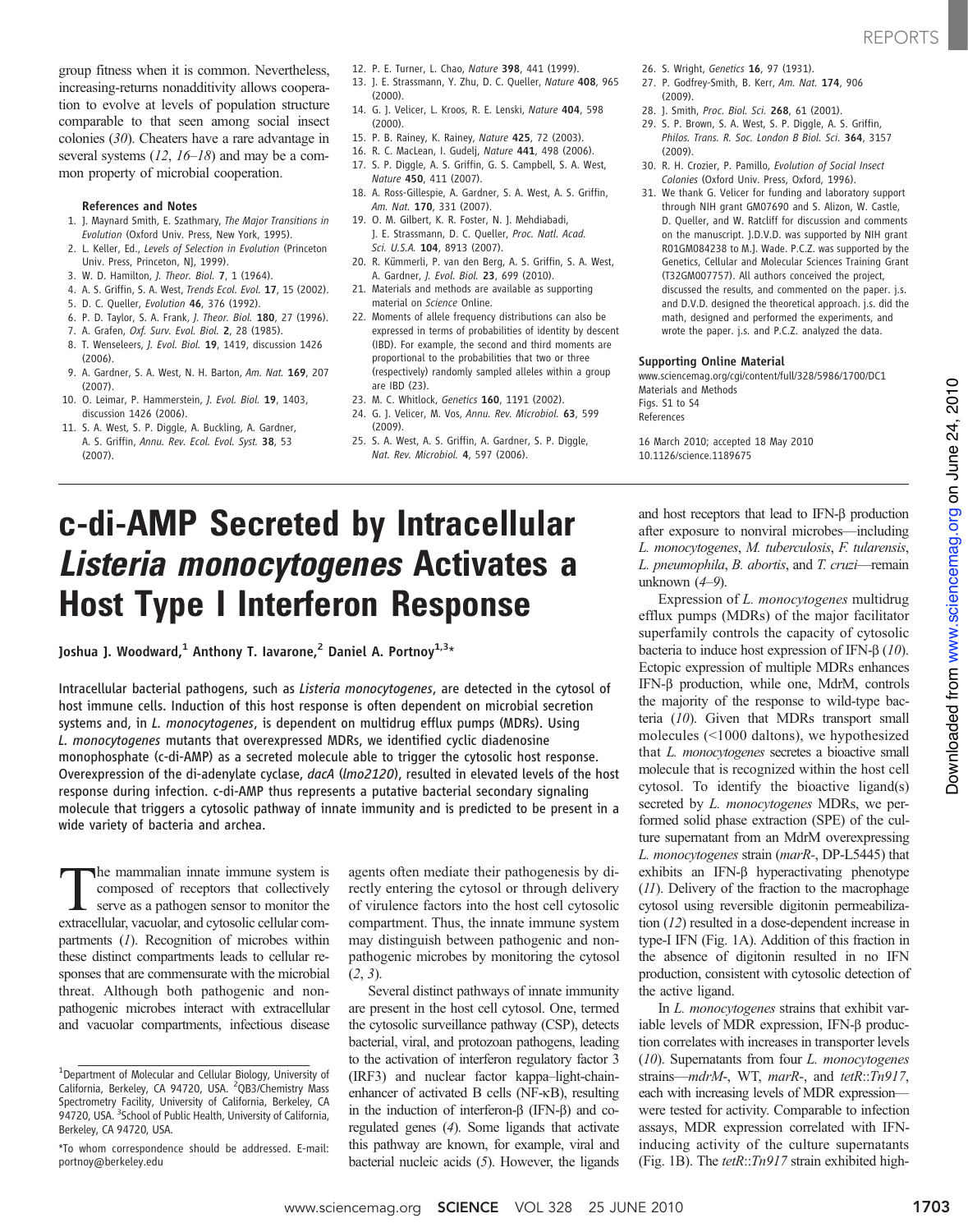group fitness when it is common. Nevertheless, increasing-returns nonadditivity allows cooperation to evolve at levels of population structure comparable to that seen among social insect colonies (30). Cheaters have a rare advantage in several systems (12, 16–18) and may be a common property of microbial cooperation.

### References and Notes

1. J. Maynard Smith, E. Szathmary, *The Major Transitions in Evolution* (Oxford Univ. Press, New York, 1995).
2. L. Keller, Ed., *Levels of Selection in Evolution* (Princeton Univ. Press, Princeton, NJ, 1999).
3. W. D. Hamilton, *J. Theor. Biol.* **7**, 1 (1964).
4. A. S. Griffin, S. A. West, *Trends Ecol. Evol.* **17**, 15 (2002).
5. D. C. Queller, *Evolution* **46**, 376 (1992).
6. P. D. Taylor, S. A. Frank, *J. Theor. Biol.* **180**, 27 (1996).
7. A. Grafen, *Oxf. Surv. Evol. Biol.* **2**, 28 (1985).
8. T. Wenseleers, *J. Evol. Biol.* **19**, 1419, discussion 1426 (2006).
9. A. Gardner, S. A. West, N. H. Barton, *Am. Nat.* **169**, 207 (2007).
10. O. Leimar, P. Hammerstein, *J. Evol. Biol.* **19**, 1403, discussion 1426 (2006).
11. S. A. West, S. P. Diggle, A. Buckling, A. Gardner, A. S. Griffin, *Annu. Rev. Ecol. Evol. Syst.* **38**, 53 (2007).
12. P. E. Turner, L. Chao, *Nature* **398**, 441 (1999).
13. J. E. Strassmann, Y. Zhu, D. C. Queller, *Nature* **408**, 965 (2000).
14. G. J. Velicer, L. Kroos, R. E. Lenski, *Nature* **404**, 598 (2000).
15. P. B. Rainey, K. Rainey, *Nature* **425**, 72 (2003).
16. R. C. MacLean, I. Gudelj, *Nature* **441**, 498 (2006).
17. S. P. Diggle, A. S. Griffin, G. S. Campbell, S. A. West, *Nature* **450**, 411 (2007).
18. A. Ross-Gillespie, A. Gardner, S. A. West, A. S. Griffin, *Am. Nat.* **170**, 331 (2007).
19. O. M. Gilbert, K. R. Foster, N. J. Mehdiabadi, J. E. Strassmann, D. C. Queller, *Proc. Natl. Acad. Sci. U.S.A.* **104**, 8913 (2007).
20. R. Kümmerli, P. van den Berg, A. S. Griffin, S. A. West, A. Gardner, *J. Evol. Biol.* **23**, 699 (2010).
21. Materials and methods are available as supporting material on *Science* Online.
22. Moments of allele frequency distributions can also be expressed in terms of probabilities of identity by descent (IBD). For example, the second and third moments are proportional to the probabilities that two or three (respectively) randomly sampled alleles within a group are IBD (23).
23. M. C. Whitlock, *Genetics* **160**, 1191 (2002).
24. G. J. Velicer, M. Vos, *Annu. Rev. Microbiol.* **63**, 599 (2009).
25. S. A. West, A. S. Griffin, A. Gardner, S. P. Diggle, *Nat. Rev. Microbiol.* **4**, 597 (2006).
26. S. Wright, *Genetics* **16**, 97 (1931).
27. P. Godfrey-Smith, B. Kerr, *Am. Nat.* **174**, 906 (2009).
28. J. Smith, *Proc. Biol. Sci.* **268**, 61 (2001).
29. S. P. Brown, S. A. West, S. P. Diggle, A. S. Griffin, *Philos. Trans. R. Soc. London B Biol. Sci.* **364**, 3157 (2009).
30. R. H. Crozier, P. Pamillo, *Evolution of Social Insect Colonies* (Oxford Univ. Press, Oxford, 1996).
31. We thank G. Velicer for funding and laboratory support through NIH grant GM07690 and S. Alizon, W. Castle, D. Queller, and W. Ratcliff for discussion and comments on the manuscript. J.D.V.D. was supported by NIH grant R01GM084238 to M.J. Wade. P.C.Z. was supported by the Genetics, Cellular and Molecular Sciences Training Grant (T32GM007757). All authors conceived the project, discussed the results, and commented on the paper. j.s. and D.V.D. designed the theoretical approach. j.s. did the math, designed and performed the experiments, and wrote the paper. j.s. and P.C.Z. analyzed the data.

### Supporting Online Material

www.sciencemag.org/cgi/content/full/328/5986/1700/DC1
Materials and Methods
Figs. S1 to S4
References

16 March 2010; accepted 18 May 2010
10.1126/science.1189675

# c-di-AMP Secreted by Intracellular *Listeria monocytogenes* Activates a Host Type I Interferon Response

**Joshua J. Woodward,[1] Anthony T. Iavarone,[2] Daniel A. Portnoy[1,3]***

**Intracellular bacterial pathogens, such as *Listeria monocytogenes*, are detected in the cytosol of host immune cells. Induction of this host response is often dependent on microbial secretion systems and, in *L. monocytogenes*, is dependent on multidrug efflux pumps (MDRs). Using *L. monocytogenes* mutants that overexpressed MDRs, we identified cyclic diadenosine monophosphate (c-di-AMP) as a secreted molecule able to trigger the cytosolic host response. Overexpression of the di-adenylate cyclase, *dacA* (*lmo2120*), resulted in elevated levels of the host response during infection. c-di-AMP thus represents a putative bacterial secondary signaling molecule that triggers a cytosolic pathway of innate immunity and is predicted to be present in a wide variety of bacteria and archea.**

The mammalian innate immune system is composed of receptors that collectively serve as a pathogen sensor to monitor the extracellular, vacuolar, and cytosolic cellular compartments (1). Recognition of microbes within these distinct compartments leads to cellular responses that are commensurate with the microbial threat. Although both pathogenic and nonpathogenic microbes interact with extracellular and vacuolar compartments, infectious disease agents often mediate their pathogenesis by directly entering the cytosol or through delivery of virulence factors into the host cell cytosolic compartment. Thus, the innate immune system may distinguish between pathogenic and nonpathogenic microbes by monitoring the cytosol (2, 3).

Several distinct pathways of innate immunity are present in the host cell cytosol. One, termed the cytosolic surveillance pathway (CSP), detects bacterial, viral, and protozoan pathogens, leading to the activation of interferon regulatory factor 3 (IRF3) and nuclear factor kappa–light-chain-enhancer of activated B cells (NF-κB), resulting in the induction of interferon-β (IFN-β) and coregulated genes (4). Some ligands that activate this pathway are known, for example, viral and bacterial nucleic acids (5). However, the ligands and host receptors that lead to IFN-β production after exposure to nonviral microbes—including *L. monocytogenes*, *M. tuberculosis*, *F. tularensis*, *L. pneumophila*, *B. abortis*, and *T. cruzi*—remain unknown (4–9).

Expression of *L. monocytogenes* multidrug efflux pumps (MDRs) of the major facilitator superfamily controls the capacity of cytosolic bacteria to induce host expression of IFN-β (10). Ectopic expression of multiple MDRs enhances IFN-β production, while one, MdrM, controls the majority of the response to wild-type bacteria (10). Given that MDRs transport small molecules (<1000 daltons), we hypothesized that *L. monocytogenes* secretes a bioactive small molecule that is recognized within the host cell cytosol. To identify the bioactive ligand(s) secreted by *L. monocytogenes* MDRs, we performed solid phase extraction (SPE) of the culture supernatant from an MdrM overexpressing *L. monocytogenes* strain (*marR*-, DP-L5445) that exhibits an IFN-β hyperactivating phenotype (11). Delivery of the fraction to the macrophage cytosol using reversible digitonin permeabilization (12) resulted in a dose-dependent increase in type-I IFN (Fig. 1A). Addition of this fraction in the absence of digitonin resulted in no IFN production, consistent with cytosolic detection of the active ligand.

In *L. monocytogenes* strains that exhibit variable levels of MDR expression, IFN-β production correlates with increases in transporter levels (10). Supernatants from four *L. monocytogenes* strains—*mdrM*-, WT, *marR*-, and *tetR*::*Tn917*, each with increasing levels of MDR expression—were tested for activity. Comparable to infection assays, MDR expression correlated with IFN-inducing activity of the culture supernatants (Fig. 1B). The *tetR*::*Tn917* strain exhibited high-

---

[1]Department of Molecular and Cellular Biology, University of California, Berkeley, CA 94720, USA. [2]QB3/Chemistry Mass Spectrometry Facility, University of California, Berkeley, CA 94720, USA. [3]School of Public Health, University of California, Berkeley, CA 94720, USA.

*To whom correspondence should be addressed. E-mail: portnoy@berkeley.edu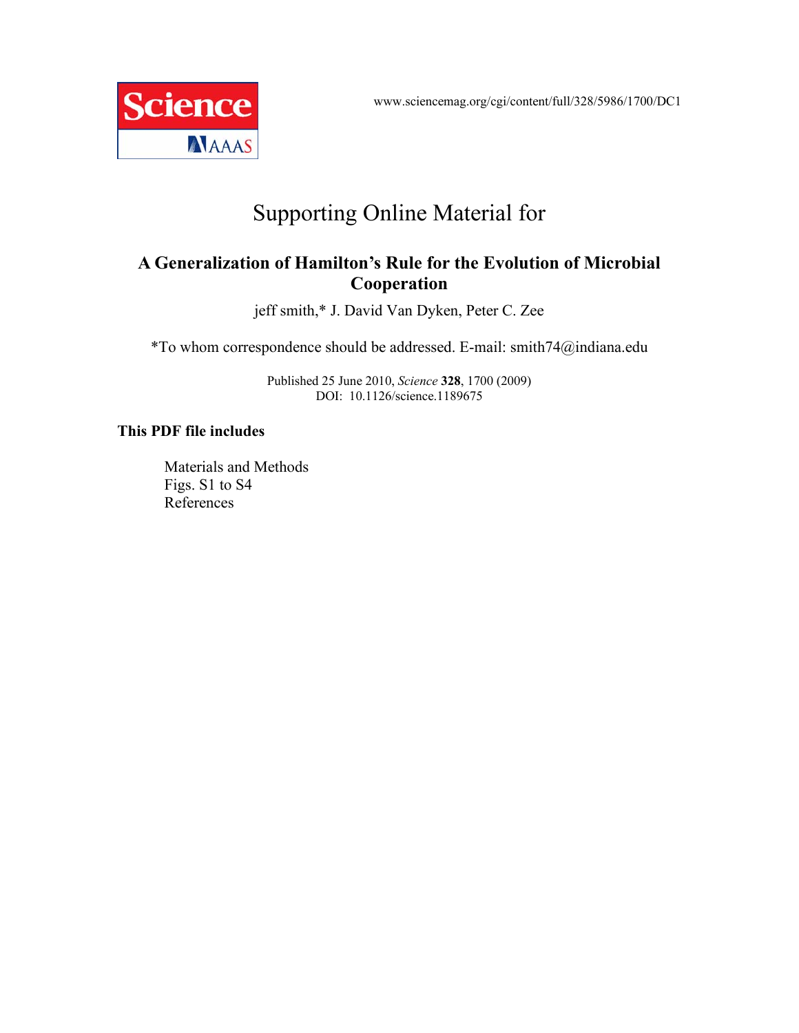www.sciencemag.org/cgi/content/full/328/5986/1700/DC1

# Supporting Online Material for

## A Generalization of Hamilton's Rule for the Evolution of Microbial Cooperation

jeff smith,* J. David Van Dyken, Peter C. Zee

*To whom correspondence should be addressed. E-mail: smith74@indiana.edu

Published 25 June 2010, *Science* **328**, 1700 (2009)
DOI: 10.1126/science.1189675

**This PDF file includes**

Materials and Methods
Figs. S1 to S4
References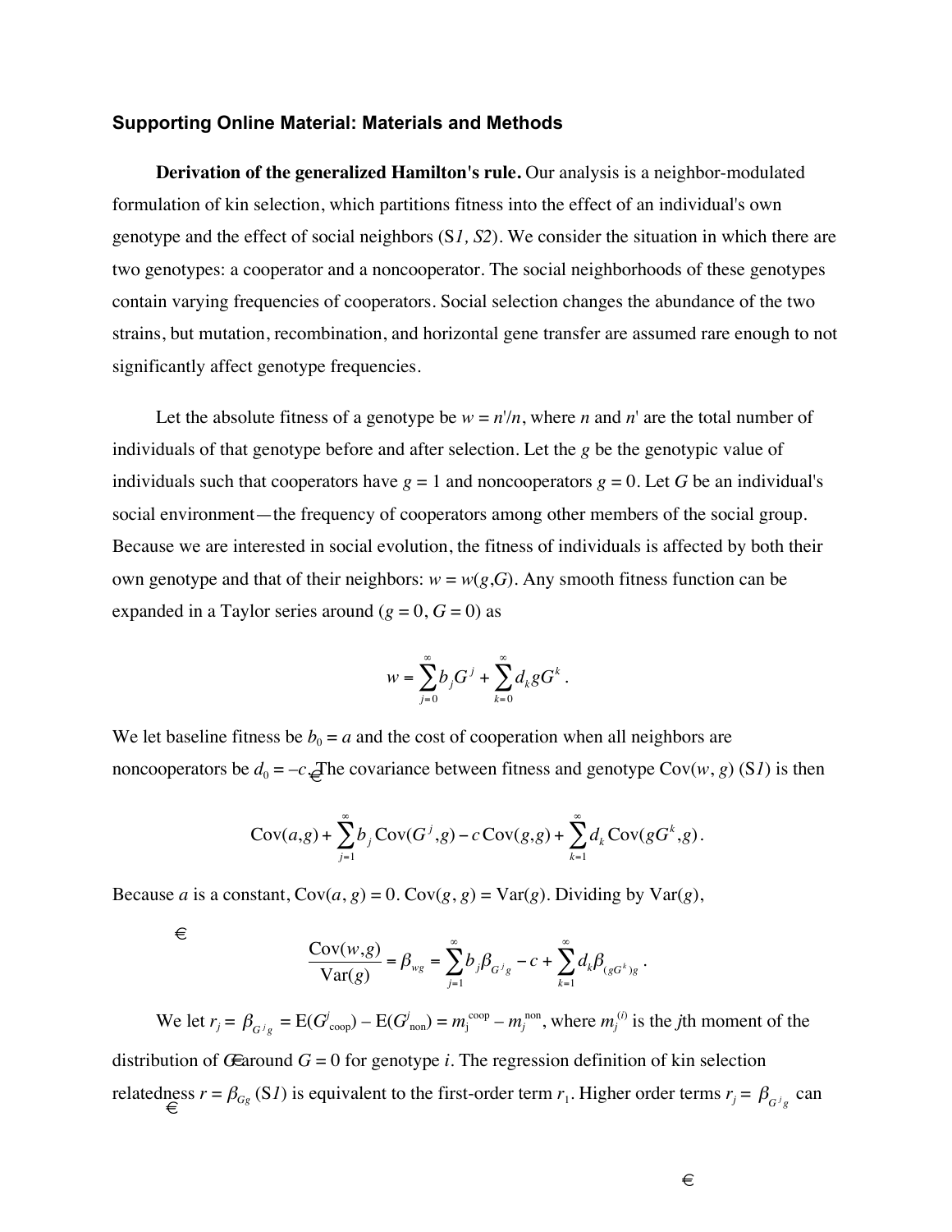### Supporting Online Material: Materials and Methods

**Derivation of the generalized Hamilton's rule.** Our analysis is a neighbor-modulated formulation of kin selection, which partitions fitness into the effect of an individual's own genotype and the effect of social neighbors (S*1, S2*). We consider the situation in which there are two genotypes: a cooperator and a noncooperator. The social neighborhoods of these genotypes contain varying frequencies of cooperators. Social selection changes the abundance of the two strains, but mutation, recombination, and horizontal gene transfer are assumed rare enough to not significantly affect genotype frequencies.

Let the absolute fitness of a genotype be $w = n'/n$, where $n$ and $n'$ are the total number of individuals of that genotype before and after selection. Let the $g$ be the genotypic value of individuals such that cooperators have $g = 1$ and noncooperators $g = 0$. Let $G$ be an individual's social environment—the frequency of cooperators among other members of the social group. Because we are interested in social evolution, the fitness of individuals is affected by both their own genotype and that of their neighbors: $w = w(g,G)$. Any smooth fitness function can be expanded in a Taylor series around ($g = 0$, $G = 0$) as

$$w = \sum_{j=0}^{\infty} b_j G^j + \sum_{k=0}^{\infty} d_k g G^k .$$

We let baseline fitness be $b_0 = a$ and the cost of cooperation when all neighbors are noncooperators be $d_0 = -c$. The covariance between fitness and genotype Cov($w$, $g$) (S*1*) is then

$$\mathrm{Cov}(a,g) + \sum_{j=1}^{\infty} b_j \,\mathrm{Cov}(G^j,g) - c\,\mathrm{Cov}(g,g) + \sum_{k=1}^{\infty} d_k \,\mathrm{Cov}(gG^k,g) .$$

Because $a$ is a constant, Cov($a$, $g$) = 0. Cov($g$, $g$) = Var($g$). Dividing by Var($g$),

$$\frac{\mathrm{Cov}(w,g)}{\mathrm{Var}(g)} = \beta_{wg} = \sum_{j=1}^{\infty} b_j \beta_{G^j g} - c + \sum_{k=1}^{\infty} d_k \beta_{(gG^k)g} .$$

We let $r_j = \beta_{G^j g} = \mathrm{E}(G^j_{\mathrm{coop}}) - \mathrm{E}(G^j_{\mathrm{non}}) = m_j^{\mathrm{coop}} - m_j^{\mathrm{non}}$, where $m_j^{(i)}$ is the $j$th moment of the distribution of $G$ around $G = 0$ for genotype $i$. The regression definition of kin selection relatedness $r = \beta_{Gg}$ (S*1*) is equivalent to the first-order term $r_1$. Higher order terms $r_j = \beta_{G^j g}$ can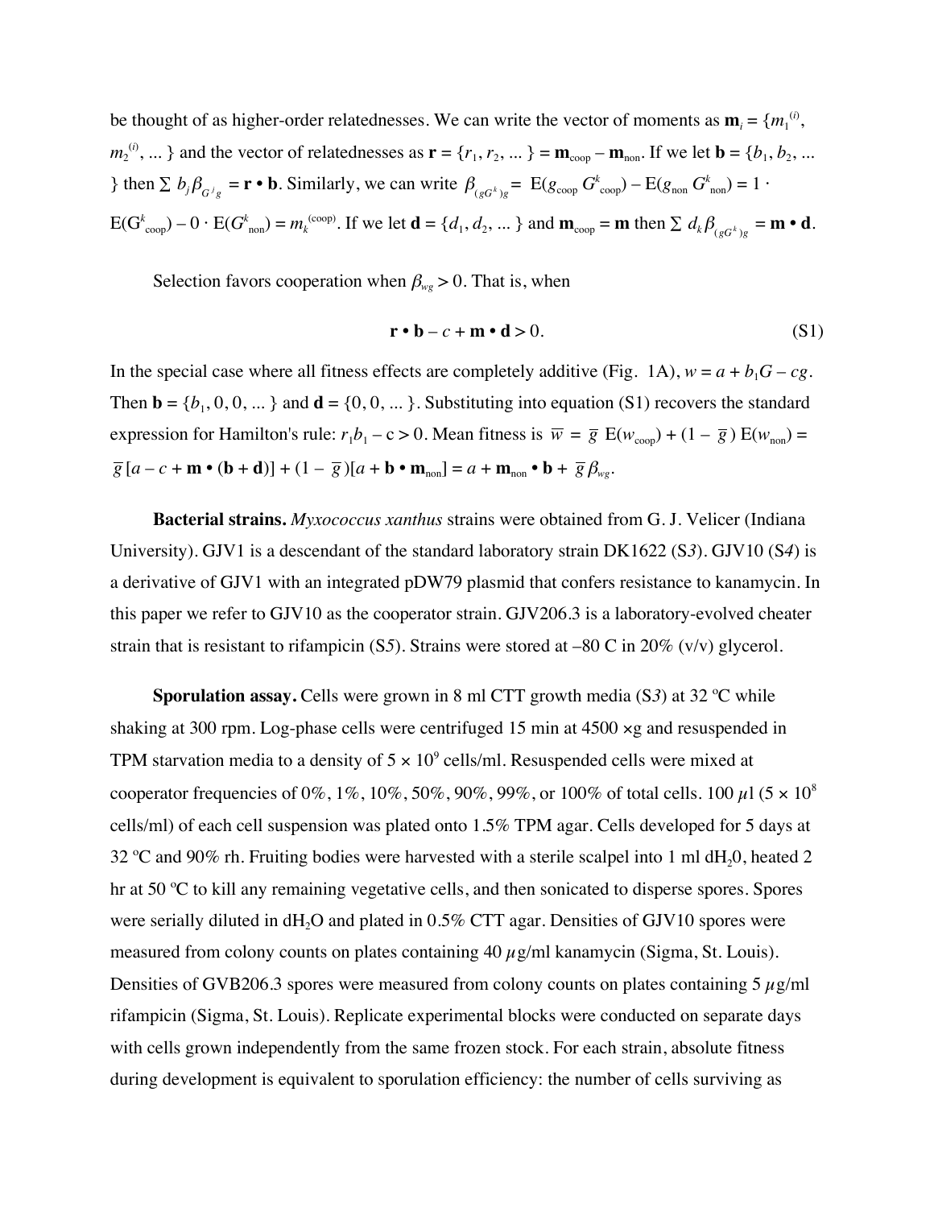be thought of as higher-order relatednesses. We can write the vector of moments as $\mathbf{m}_i = \{m_1^{(i)}, m_2^{(i)}, \ldots\}$ and the vector of relatednesses as $\mathbf{r} = \{r_1, r_2, \ldots\} = \mathbf{m}_{\text{coop}} - \mathbf{m}_{\text{non}}$. If we let $\mathbf{b} = \{b_1, b_2, \ldots\}$ then $\sum b_j \beta_{G^j g} = \mathbf{r} \bullet \mathbf{b}$. Similarly, we can write $\beta_{(gG^k)g} = \text{E}(g_{\text{coop}}\, G^k_{\text{coop}}) - \text{E}(g_{\text{non}}\, G^k_{\text{non}}) = 1 \cdot \text{E}(G^k_{\text{coop}}) - 0 \cdot \text{E}(G^k_{\text{non}}) = m_k^{(\text{coop})}$. If we let $\mathbf{d} = \{d_1, d_2, \ldots\}$ and $\mathbf{m}_{\text{coop}} = \mathbf{m}$ then $\sum d_k \beta_{(gG^k)g} = \mathbf{m} \bullet \mathbf{d}$.

Selection favors cooperation when $\beta_{wg} > 0$. That is, when

$$\mathbf{r} \bullet \mathbf{b} - c + \mathbf{m} \bullet \mathbf{d} > 0. \tag{S1}$$

In the special case where all fitness effects are completely additive (Fig. 1A), $w = a + b_1 G - cg$. Then $\mathbf{b} = \{b_1, 0, 0, \ldots\}$ and $\mathbf{d} = \{0, 0, \ldots\}$. Substituting into equation (S1) recovers the standard expression for Hamilton's rule: $r_1 b_1 - \text{c} > 0$. Mean fitness is $\overline{w} = \overline{g}\ \text{E}(w_{\text{coop}}) + (1 - \overline{g})\ \text{E}(w_{\text{non}}) = \overline{g}\,[a - c + \mathbf{m} \bullet (\mathbf{b} + \mathbf{d})] + (1 - \overline{g})[a + \mathbf{b} \bullet \mathbf{m}_{\text{non}}] = a + \mathbf{m}_{\text{non}} \bullet \mathbf{b} + \overline{g}\,\beta_{wg}$.

**Bacterial strains.** *Myxococcus xanthus* strains were obtained from G. J. Velicer (Indiana University). GJV1 is a descendant of the standard laboratory strain DK1622 (S*3*). GJV10 (S*4*) is a derivative of GJV1 with an integrated pDW79 plasmid that confers resistance to kanamycin. In this paper we refer to GJV10 as the cooperator strain. GJV206.3 is a laboratory-evolved cheater strain that is resistant to rifampicin (S*5*). Strains were stored at –80 C in 20% (v/v) glycerol.

**Sporulation assay.** Cells were grown in 8 ml CTT growth media (S*3*) at 32 ºC while shaking at 300 rpm. Log-phase cells were centrifuged 15 min at 4500 ×g and resuspended in TPM starvation media to a density of $5 \times 10^9$ cells/ml. Resuspended cells were mixed at cooperator frequencies of 0%, 1%, 10%, 50%, 90%, 99%, or 100% of total cells. 100 $\mu$l ($5 \times 10^8$ cells/ml) of each cell suspension was plated onto 1.5% TPM agar. Cells developed for 5 days at 32 ºC and 90% rh. Fruiting bodies were harvested with a sterile scalpel into 1 ml $dH_20$, heated 2 hr at 50 ºC to kill any remaining vegetative cells, and then sonicated to disperse spores. Spores were serially diluted in $dH_2O$ and plated in 0.5% CTT agar. Densities of GJV10 spores were measured from colony counts on plates containing 40 $\mu$g/ml kanamycin (Sigma, St. Louis). Densities of GVB206.3 spores were measured from colony counts on plates containing 5 $\mu$g/ml rifampicin (Sigma, St. Louis). Replicate experimental blocks were conducted on separate days with cells grown independently from the same frozen stock. For each strain, absolute fitness during development is equivalent to sporulation efficiency: the number of cells surviving as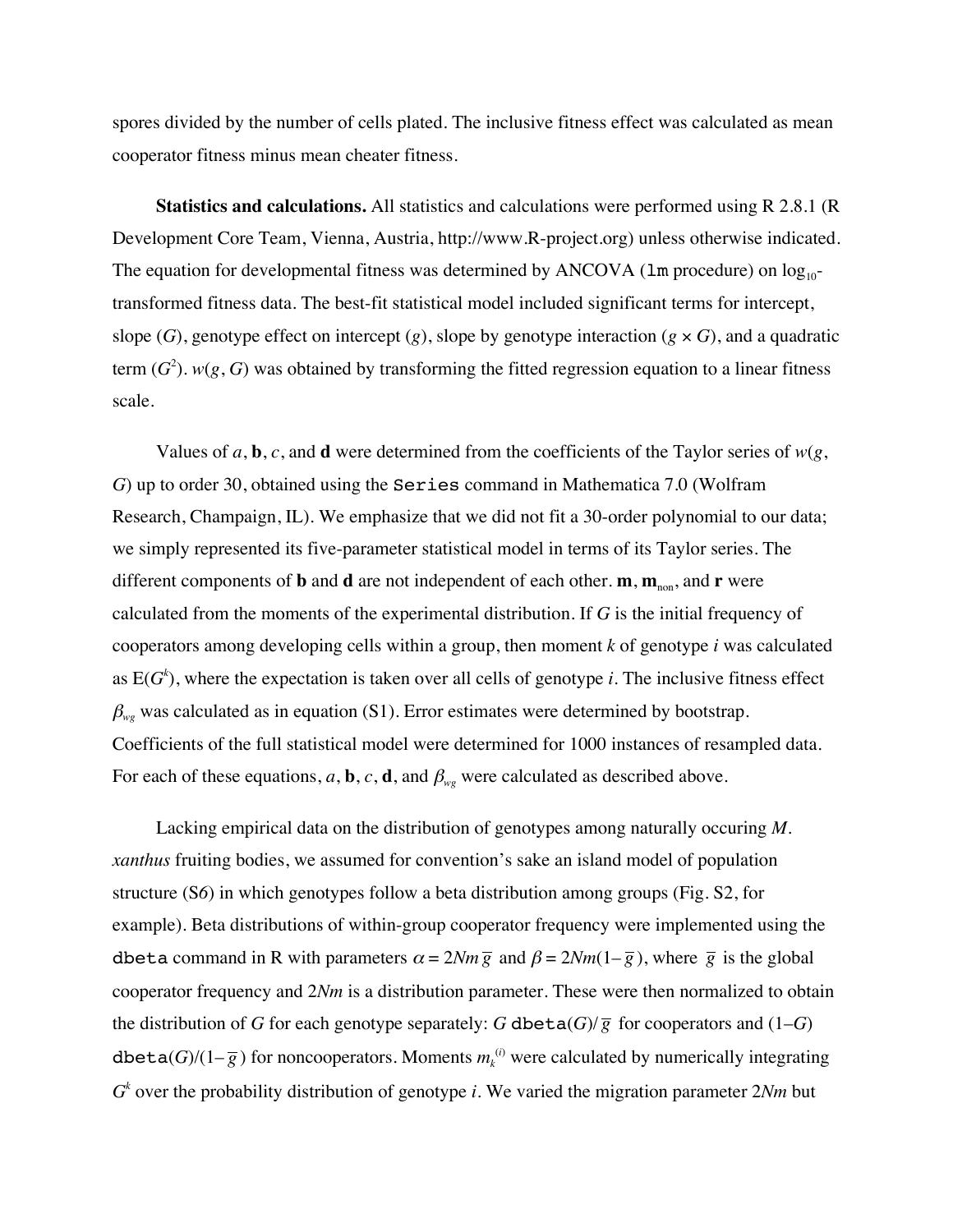spores divided by the number of cells plated. The inclusive fitness effect was calculated as mean cooperator fitness minus mean cheater fitness.

**Statistics and calculations.** All statistics and calculations were performed using R 2.8.1 (R Development Core Team, Vienna, Austria, http://www.R-project.org) unless otherwise indicated. The equation for developmental fitness was determined by ANCOVA (`lm` procedure) on $\log_{10}$-transformed fitness data. The best-fit statistical model included significant terms for intercept, slope ($G$), genotype effect on intercept ($g$), slope by genotype interaction ($g \times G$), and a quadratic term ($G^2$). $w(g, G)$ was obtained by transforming the fitted regression equation to a linear fitness scale.

Values of $a$, $\mathbf{b}$, $c$, and $\mathbf{d}$ were determined from the coefficients of the Taylor series of $w(g, G)$ up to order 30, obtained using the `Series` command in Mathematica 7.0 (Wolfram Research, Champaign, IL). We emphasize that we did not fit a 30-order polynomial to our data; we simply represented its five-parameter statistical model in terms of its Taylor series. The different components of $\mathbf{b}$ and $\mathbf{d}$ are not independent of each other. $\mathbf{m}$, $\mathbf{m}_{\text{non}}$, and $\mathbf{r}$ were calculated from the moments of the experimental distribution. If $G$ is the initial frequency of cooperators among developing cells within a group, then moment $k$ of genotype $i$ was calculated as $E(G^k)$, where the expectation is taken over all cells of genotype $i$. The inclusive fitness effect $\beta_{wg}$ was calculated as in equation (S1). Error estimates were determined by bootstrap. Coefficients of the full statistical model were determined for 1000 instances of resampled data. For each of these equations, $a$, $\mathbf{b}$, $c$, $\mathbf{d}$, and $\beta_{wg}$ were calculated as described above.

Lacking empirical data on the distribution of genotypes among naturally occuring *M. xanthus* fruiting bodies, we assumed for convention's sake an island model of population structure (S6) in which genotypes follow a beta distribution among groups (Fig. S2, for example). Beta distributions of within-group cooperator frequency were implemented using the `dbeta` command in R with parameters $\alpha = 2Nm\,\bar{g}$ and $\beta = 2Nm(1-\bar{g})$, where $\bar{g}$ is the global cooperator frequency and $2Nm$ is a distribution parameter. These were then normalized to obtain the distribution of $G$ for each genotype separately: $G$ `dbeta`$(G)/\bar{g}$ for cooperators and $(1-G)$ `dbeta`$(G)/(1-\bar{g})$ for noncooperators. Moments $m_k^{(i)}$ were calculated by numerically integrating $G^k$ over the probability distribution of genotype $i$. We varied the migration parameter $2Nm$ but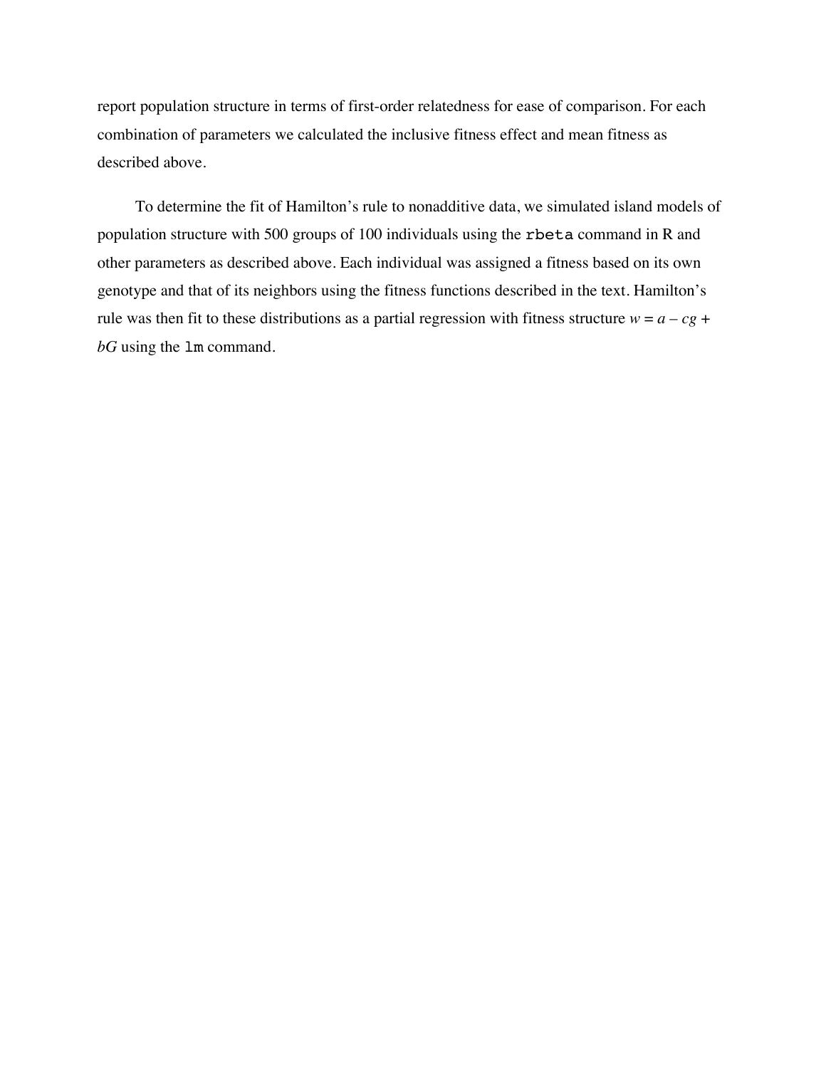report population structure in terms of first-order relatedness for ease of comparison. For each combination of parameters we calculated the inclusive fitness effect and mean fitness as described above.

To determine the fit of Hamilton's rule to nonadditive data, we simulated island models of population structure with 500 groups of 100 individuals using the `rbeta` command in R and other parameters as described above. Each individual was assigned a fitness based on its own genotype and that of its neighbors using the fitness functions described in the text. Hamilton's rule was then fit to these distributions as a partial regression with fitness structure $w = a - cg + bG$ using the `lm` command.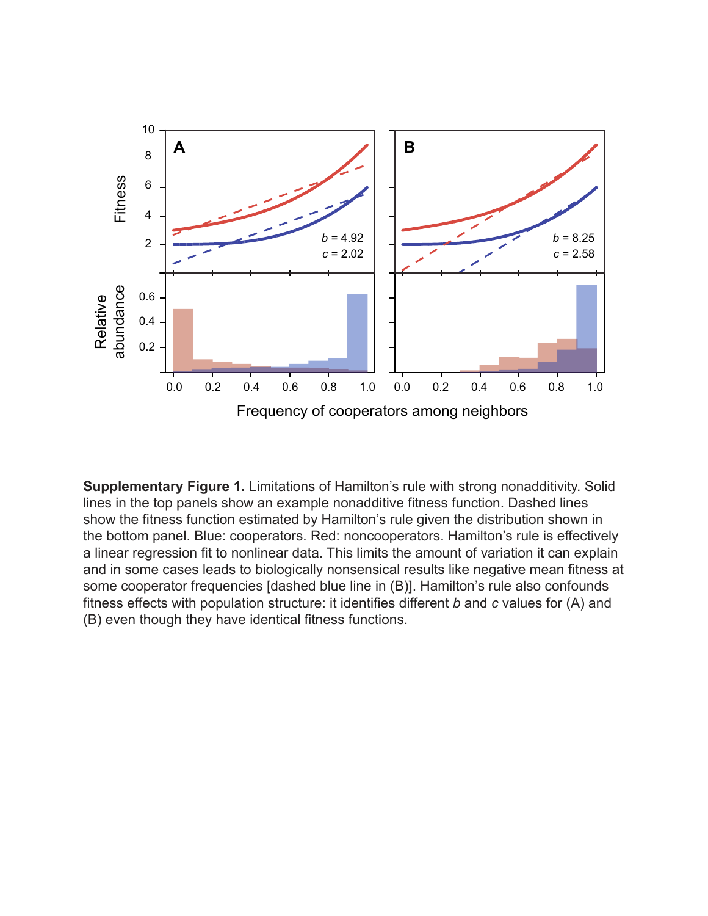**Supplementary Figure 1.** Limitations of Hamilton's rule with strong nonadditivity. Solid lines in the top panels show an example nonadditive fitness function. Dashed lines show the fitness function estimated by Hamilton's rule given the distribution shown in the bottom panel. Blue: cooperators. Red: noncooperators. Hamilton's rule is effectively a linear regression fit to nonlinear data. This limits the amount of variation it can explain and in some cases leads to biologically nonsensical results like negative mean fitness at some cooperator frequencies [dashed blue line in (B)]. Hamilton's rule also confounds fitness effects with population structure: it identifies different $b$ and $c$ values for (A) and (B) even though they have identical fitness functions.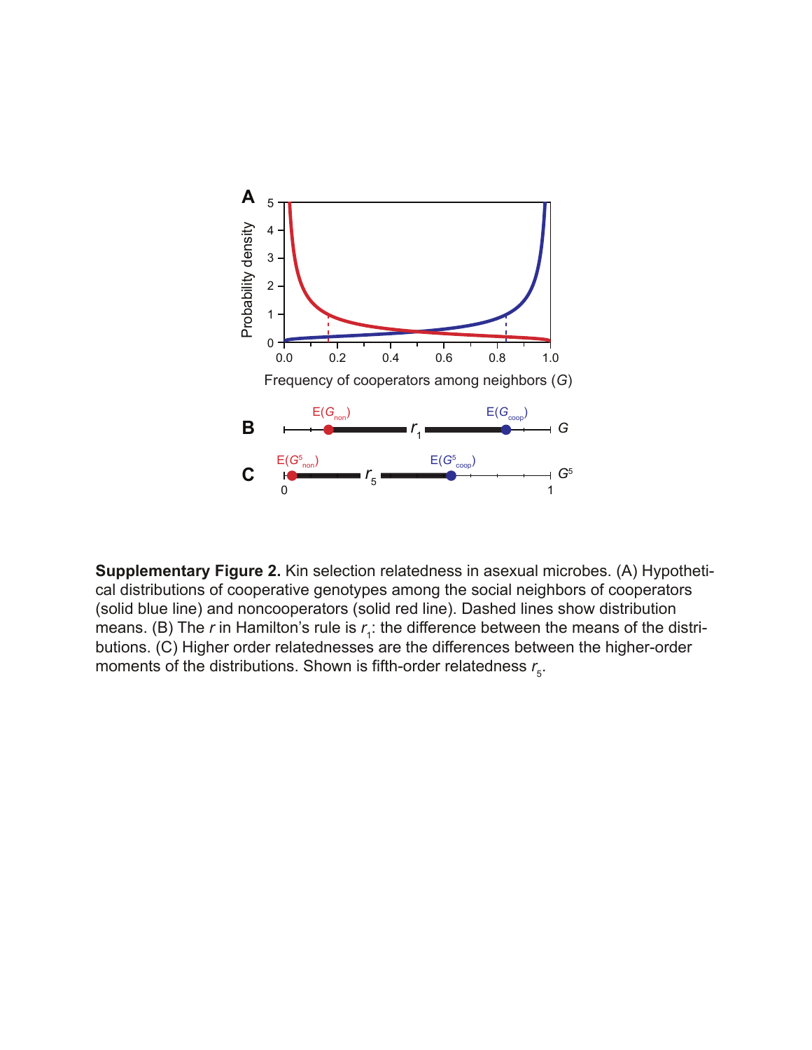**Supplementary Figure 2.** Kin selection relatedness in asexual microbes. (A) Hypothetical distributions of cooperative genotypes among the social neighbors of cooperators (solid blue line) and noncooperators (solid red line). Dashed lines show distribution means. (B) The $r$ in Hamilton's rule is $r_1$: the difference between the means of the distributions. (C) Higher order relatednesses are the differences between the higher-order moments of the distributions. Shown is fifth-order relatedness $r_5$.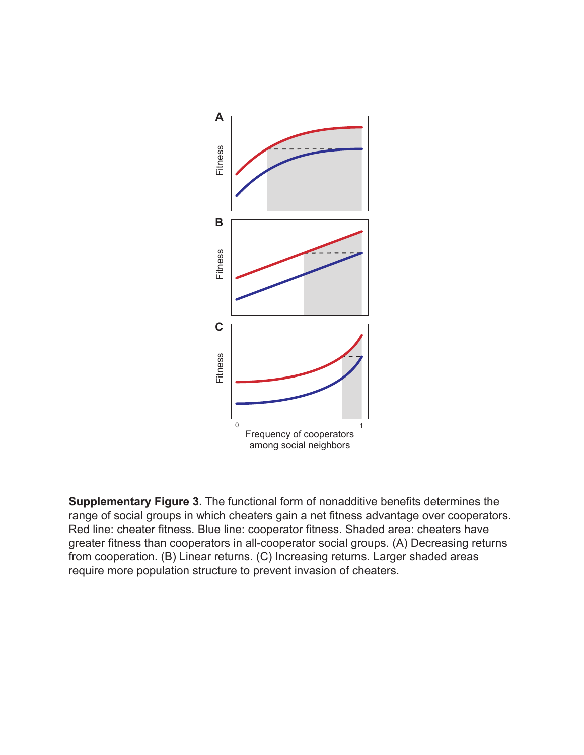**Supplementary Figure 3.** The functional form of nonadditive benefits determines the range of social groups in which cheaters gain a net fitness advantage over cooperators. Red line: cheater fitness. Blue line: cooperator fitness. Shaded area: cheaters have greater fitness than cooperators in all-cooperator social groups. (A) Decreasing returns from cooperation. (B) Linear returns. (C) Increasing returns. Larger shaded areas require more population structure to prevent invasion of cheaters.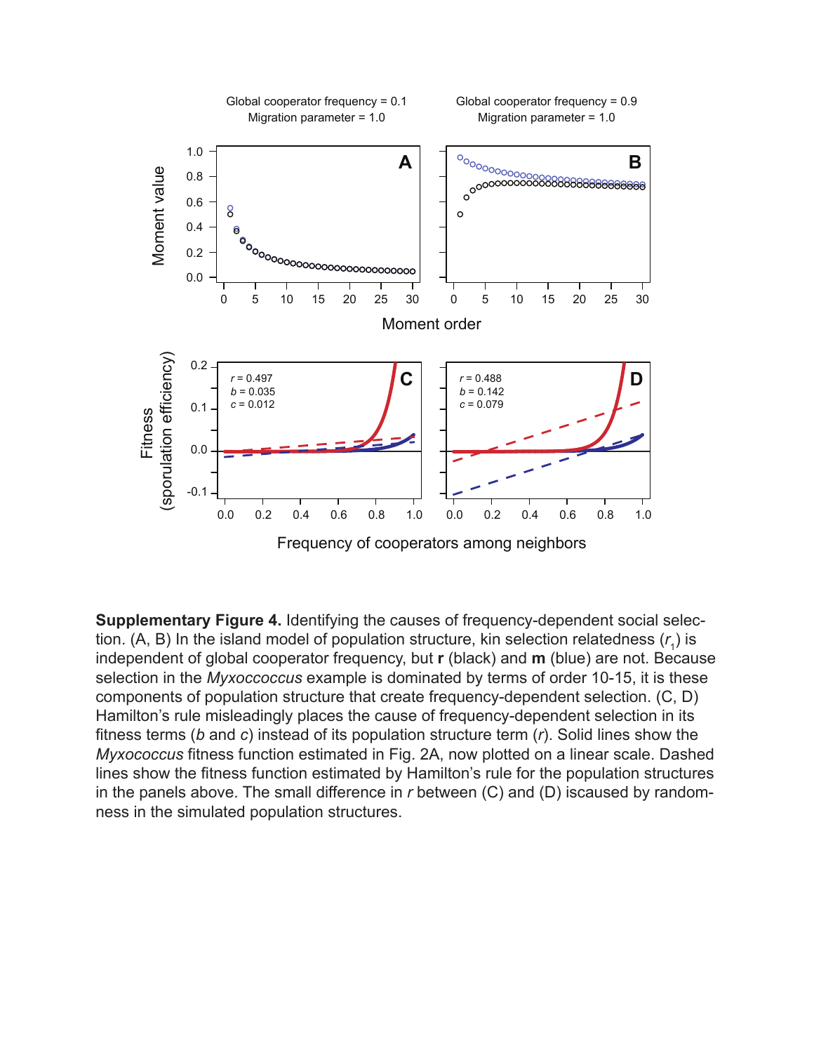**Supplementary Figure 4.** Identifying the causes of frequency-dependent social selection. (A, B) In the island model of population structure, kin selection relatedness ($r_1$) is independent of global cooperator frequency, but **r** (black) and **m** (blue) are not. Because selection in the *Myxoccoccus* example is dominated by terms of order 10-15, it is these components of population structure that create frequency-dependent selection. (C, D) Hamilton's rule misleadingly places the cause of frequency-dependent selection in its fitness terms ($b$ and $c$) instead of its population structure term ($r$). Solid lines show the *Myxococcus* fitness function estimated in Fig. 2A, now plotted on a linear scale. Dashed lines show the fitness function estimated by Hamilton's rule for the population structures in the panels above. The small difference in $r$ between (C) and (D) iscaused by randomness in the simulated population structures.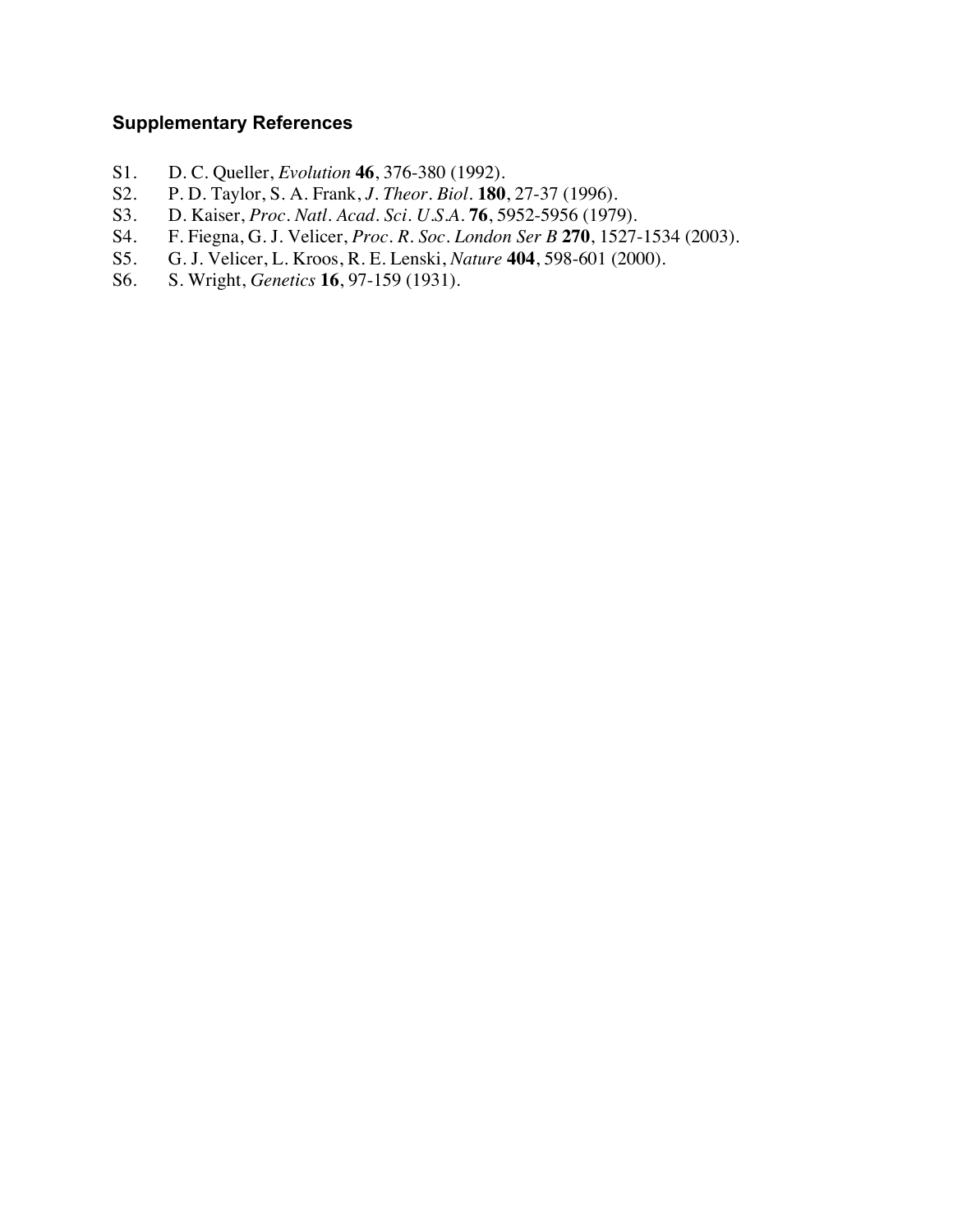### Supplementary References

S1. D. C. Queller, *Evolution* **46**, 376-380 (1992).

S2. P. D. Taylor, S. A. Frank, *J. Theor. Biol.* **180**, 27-37 (1996).

S3. D. Kaiser, *Proc. Natl. Acad. Sci. U.S.A.* **76**, 5952-5956 (1979).

S4. F. Fiegna, G. J. Velicer, *Proc. R. Soc. London Ser B* **270**, 1527-1534 (2003).

S5. G. J. Velicer, L. Kroos, R. E. Lenski, *Nature* **404**, 598-601 (2000).

S6. S. Wright, *Genetics* **16**, 97-159 (1931).